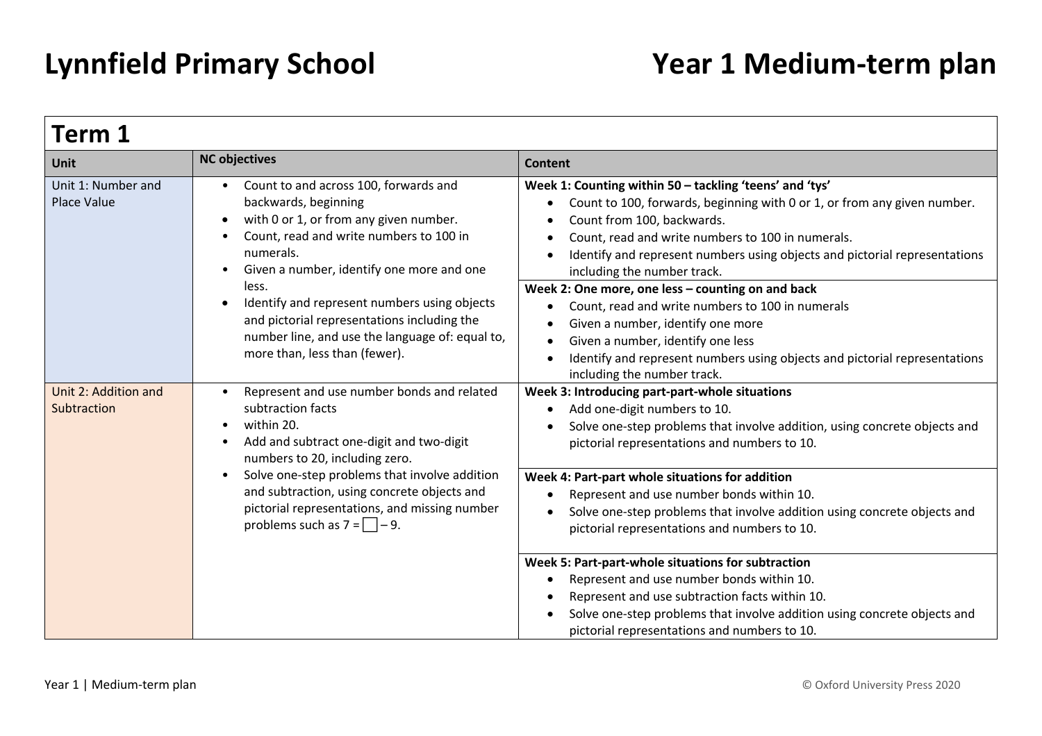# Lynnfield Primary School

# Year 1 Medium-term plan

## Term 1

| Unit | NC objectives | Content |
|---|---|---|
| Unit 1: Number and Place Value | • Count to and across 100, forwards and backwards, beginning<br>• with 0 or 1, or from any given number.<br>• Count, read and write numbers to 100 in numerals.<br>• Given a number, identify one more and one less.<br>• Identify and represent numbers using objects and pictorial representations including the number line, and use the language of: equal to, more than, less than (fewer). | **Week 1: Counting within 50 – tackling 'teens' and 'tys'**<br>• Count to 100, forwards, beginning with 0 or 1, or from any given number.<br>• Count from 100, backwards.<br>• Count, read and write numbers to 100 in numerals.<br>• Identify and represent numbers using objects and pictorial representations including the number track.<br><br>**Week 2: One more, one less – counting on and back**<br>• Count, read and write numbers to 100 in numerals<br>• Given a number, identify one more<br>• Given a number, identify one less<br>• Identify and represent numbers using objects and pictorial representations including the number track. |
| Unit 2: Addition and Subtraction | • Represent and use number bonds and related subtraction facts<br>• within 20.<br>• Add and subtract one-digit and two-digit numbers to 20, including zero.<br>• Solve one-step problems that involve addition and subtraction, using concrete objects and pictorial representations, and missing number problems such as $7 = \square - 9$. | **Week 3: Introducing part-part-whole situations**<br>• Add one-digit numbers to 10.<br>• Solve one-step problems that involve addition, using concrete objects and pictorial representations and numbers to 10.<br><br>**Week 4: Part-part whole situations for addition**<br>• Represent and use number bonds within 10.<br>• Solve one-step problems that involve addition using concrete objects and pictorial representations and numbers to 10.<br><br>**Week 5: Part-part-whole situations for subtraction**<br>• Represent and use number bonds within 10.<br>• Represent and use subtraction facts within 10.<br>• Solve one-step problems that involve addition using concrete objects and pictorial representations and numbers to 10. |

Year 1 | Medium-term plan

© Oxford University Press 2020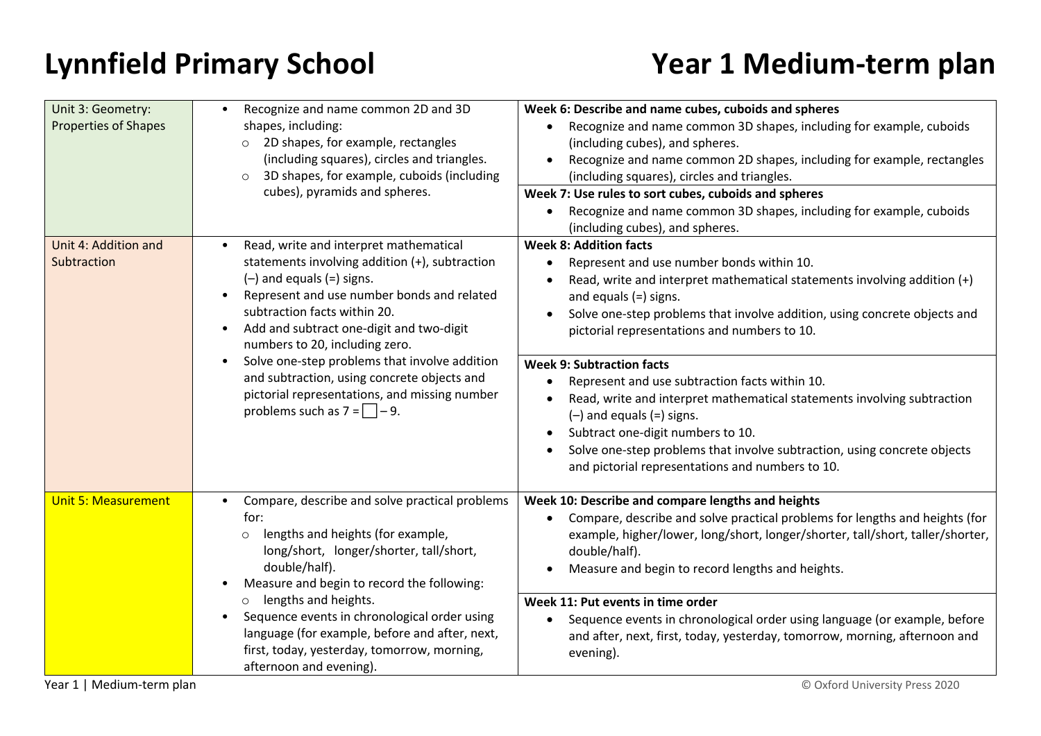# Lynnfield Primary School

# Year 1 Medium-term plan

| | | |
|---|---|---|
| Unit 3: Geometry: Properties of Shapes | • Recognize and name common 2D and 3D shapes, including:<br>  ○ 2D shapes, for example, rectangles (including squares), circles and triangles.<br>  ○ 3D shapes, for example, cuboids (including cubes), pyramids and spheres. | **Week 6: Describe and name cubes, cuboids and spheres**<br>• Recognize and name common 3D shapes, including for example, cuboids (including cubes), and spheres.<br>• Recognize and name common 2D shapes, including for example, rectangles (including squares), circles and triangles.<br>**Week 7: Use rules to sort cubes, cuboids and spheres**<br>• Recognize and name common 3D shapes, including for example, cuboids (including cubes), and spheres. |
| Unit 4: Addition and Subtraction | • Read, write and interpret mathematical statements involving addition (+), subtraction (–) and equals (=) signs.<br>• Represent and use number bonds and related subtraction facts within 20.<br>• Add and subtract one-digit and two-digit numbers to 20, including zero.<br>• Solve one-step problems that involve addition and subtraction, using concrete objects and pictorial representations, and missing number problems such as $7 = \square - 9$. | **Week 8: Addition facts**<br>• Represent and use number bonds within 10.<br>• Read, write and interpret mathematical statements involving addition (+) and equals (=) signs.<br>• Solve one-step problems that involve addition, using concrete objects and pictorial representations and numbers to 10.<br>**Week 9: Subtraction facts**<br>• Represent and use subtraction facts within 10.<br>• Read, write and interpret mathematical statements involving subtraction (–) and equals (=) signs.<br>• Subtract one-digit numbers to 10.<br>• Solve one-step problems that involve subtraction, using concrete objects and pictorial representations and numbers to 10. |
| Unit 5: Measurement | • Compare, describe and solve practical problems for:<br>  ○ lengths and heights (for example, long/short, longer/shorter, tall/short, double/half).<br>• Measure and begin to record the following:<br>  ○ lengths and heights.<br>• Sequence events in chronological order using language (for example, before and after, next, first, today, yesterday, tomorrow, morning, afternoon and evening). | **Week 10: Describe and compare lengths and heights**<br>• Compare, describe and solve practical problems for lengths and heights (for example, higher/lower, long/short, longer/shorter, tall/short, taller/shorter, double/half).<br>• Measure and begin to record lengths and heights.<br>**Week 11: Put events in time order**<br>• Sequence events in chronological order using language (or example, before and after, next, first, today, yesterday, tomorrow, morning, afternoon and evening). |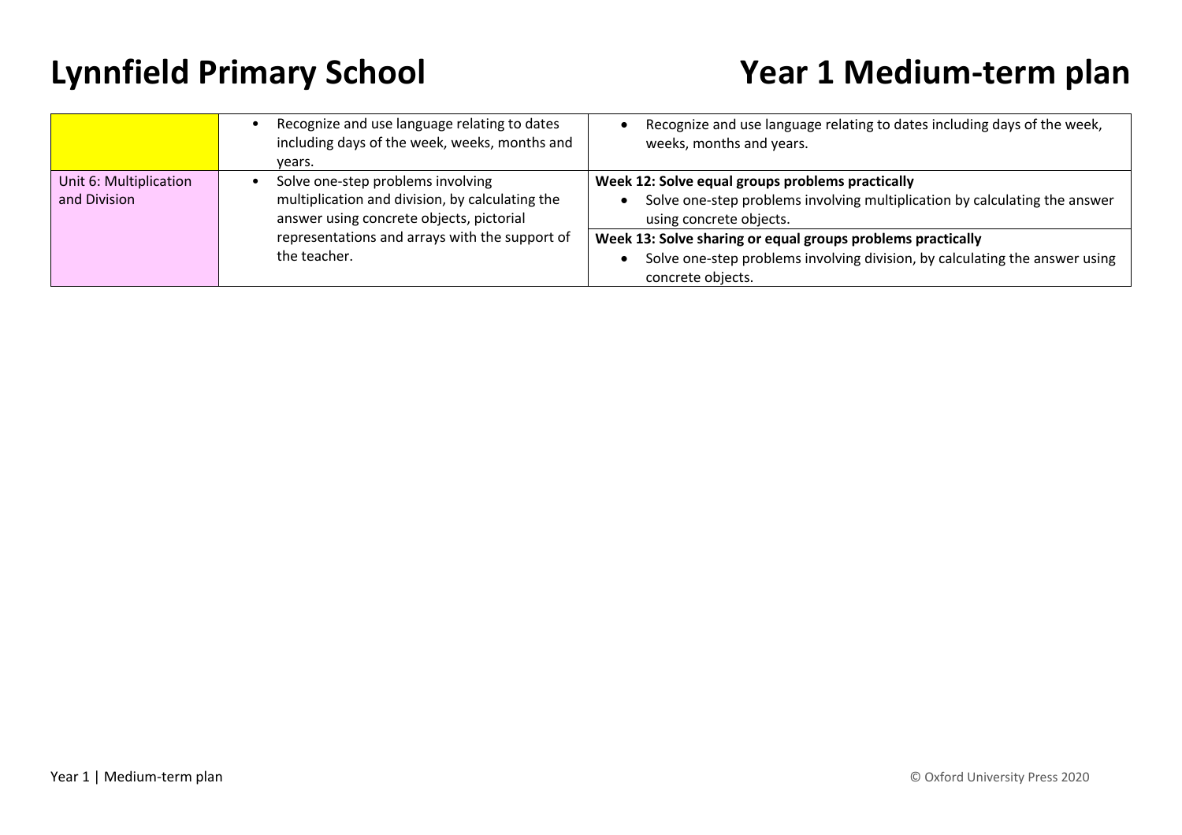# Lynnfield Primary School

# Year 1 Medium-term plan

| | | |
|---|---|---|
| | • Recognize and use language relating to dates including days of the week, weeks, months and years. | • Recognize and use language relating to dates including days of the week, weeks, months and years. |
| Unit 6: Multiplication and Division | • Solve one-step problems involving multiplication and division, by calculating the answer using concrete objects, pictorial representations and arrays with the support of the teacher. | **Week 12: Solve equal groups problems practically**<br>• Solve one-step problems involving multiplication by calculating the answer using concrete objects. |
| | | **Week 13: Solve sharing or equal groups problems practically**<br>• Solve one-step problems involving division, by calculating the answer using concrete objects. |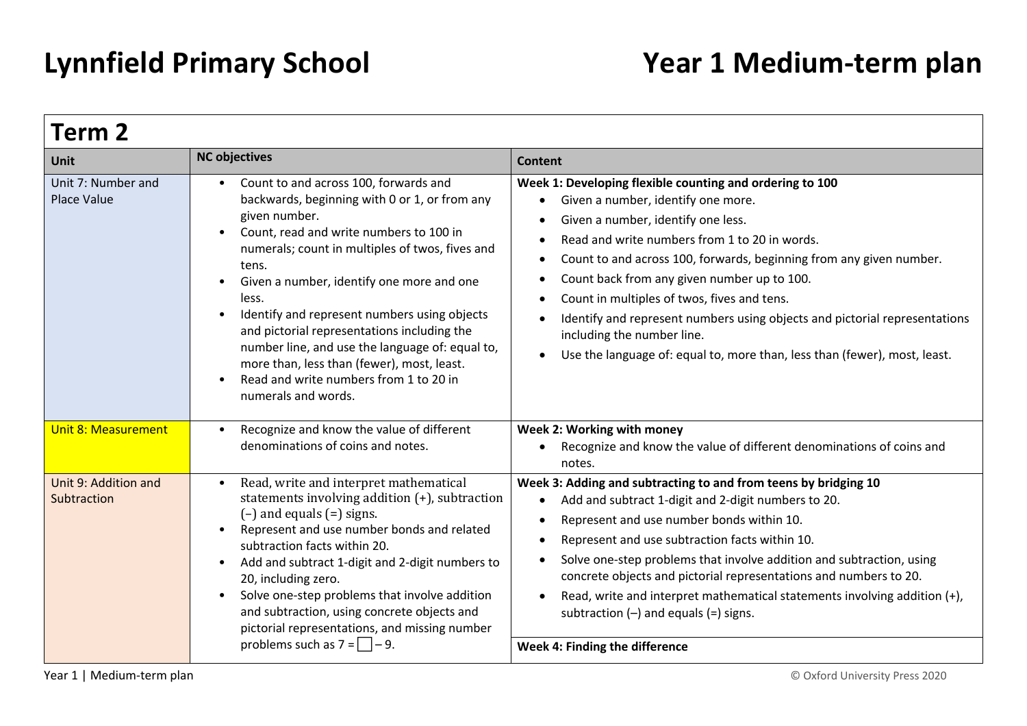# Lynnfield Primary School

# Year 1 Medium-term plan

## Term 2

| Unit | NC objectives | Content |
|---|---|---|
| Unit 7: Number and Place Value | • Count to and across 100, forwards and backwards, beginning with 0 or 1, or from any given number.<br>• Count, read and write numbers to 100 in numerals; count in multiples of twos, fives and tens.<br>• Given a number, identify one more and one less.<br>• Identify and represent numbers using objects and pictorial representations including the number line, and use the language of: equal to, more than, less than (fewer), most, least.<br>• Read and write numbers from 1 to 20 in numerals and words. | **Week 1: Developing flexible counting and ordering to 100**<br>• Given a number, identify one more.<br>• Given a number, identify one less.<br>• Read and write numbers from 1 to 20 in words.<br>• Count to and across 100, forwards, beginning from any given number.<br>• Count back from any given number up to 100.<br>• Count in multiples of twos, fives and tens.<br>• Identify and represent numbers using objects and pictorial representations including the number line.<br>• Use the language of: equal to, more than, less than (fewer), most, least. |
| Unit 8: Measurement | • Recognize and know the value of different denominations of coins and notes. | **Week 2: Working with money**<br>• Recognize and know the value of different denominations of coins and notes. |
| Unit 9: Addition and Subtraction | • Read, write and interpret mathematical statements involving addition (+), subtraction (–) and equals (=) signs.<br>• Represent and use number bonds and related subtraction facts within 20.<br>• Add and subtract 1-digit and 2-digit numbers to 20, including zero.<br>• Solve one-step problems that involve addition and subtraction, using concrete objects and pictorial representations, and missing number problems such as $7 = \square - 9$. | **Week 3: Adding and subtracting to and from teens by bridging 10**<br>• Add and subtract 1-digit and 2-digit numbers to 20.<br>• Represent and use number bonds within 10.<br>• Represent and use subtraction facts within 10.<br>• Solve one-step problems that involve addition and subtraction, using concrete objects and pictorial representations and numbers to 20.<br>• Read, write and interpret mathematical statements involving addition (+), subtraction (–) and equals (=) signs.<br><br>**Week 4: Finding the difference** |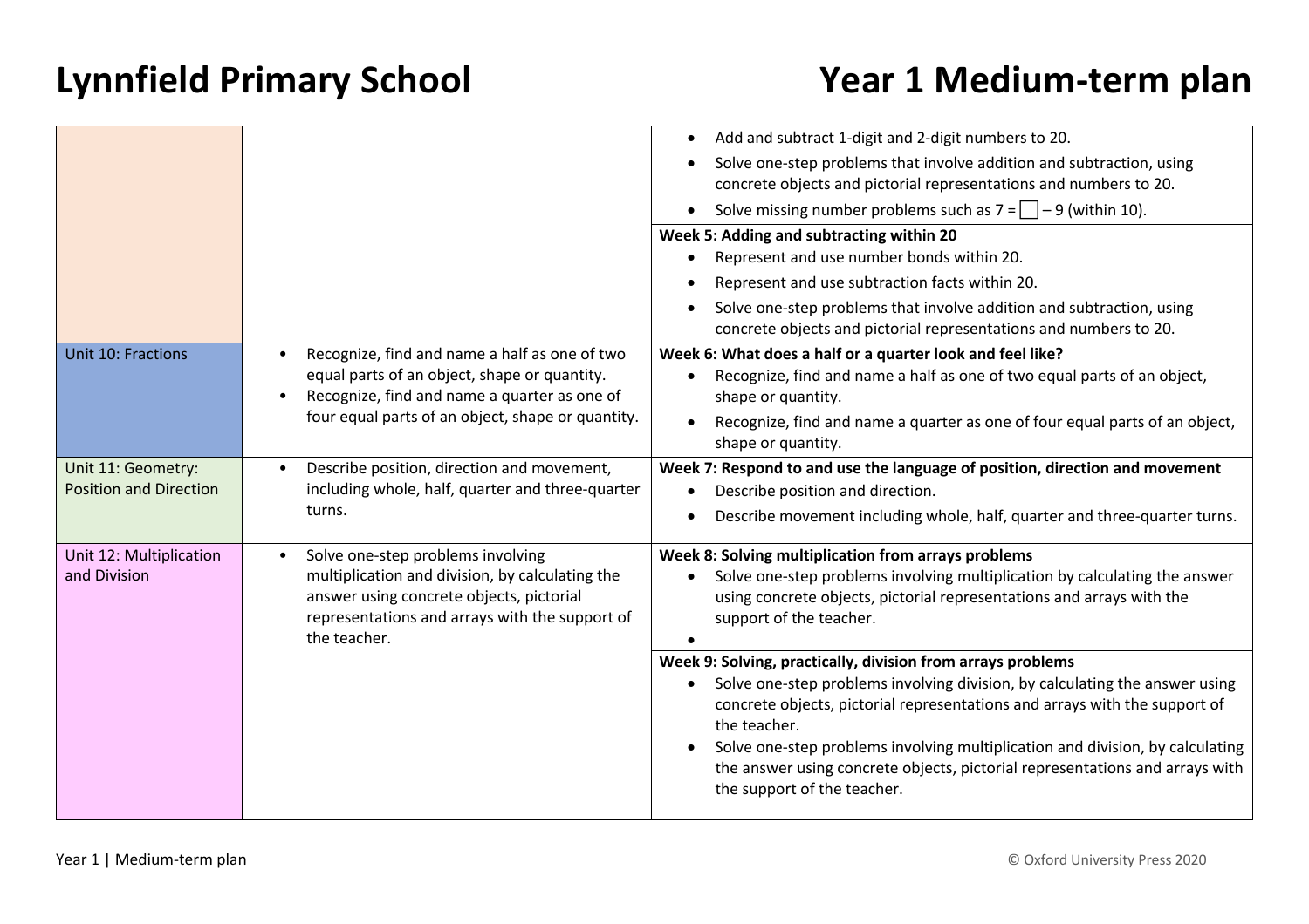# Lynnfield Primary School

# Year 1 Medium-term plan

| | | |
|---|---|---|
| | | • Add and subtract 1-digit and 2-digit numbers to 20.<br>• Solve one-step problems that involve addition and subtraction, using concrete objects and pictorial representations and numbers to 20.<br>• Solve missing number problems such as 7 = □ – 9 (within 10).<br>**Week 5: Adding and subtracting within 20**<br>• Represent and use number bonds within 20.<br>• Represent and use subtraction facts within 20.<br>• Solve one-step problems that involve addition and subtraction, using concrete objects and pictorial representations and numbers to 20. |
| Unit 10: Fractions | • Recognize, find and name a half as one of two equal parts of an object, shape or quantity.<br>• Recognize, find and name a quarter as one of four equal parts of an object, shape or quantity. | **Week 6: What does a half or a quarter look and feel like?**<br>• Recognize, find and name a half as one of two equal parts of an object, shape or quantity.<br>• Recognize, find and name a quarter as one of four equal parts of an object, shape or quantity. |
| Unit 11: Geometry: Position and Direction | • Describe position, direction and movement, including whole, half, quarter and three-quarter turns. | **Week 7: Respond to and use the language of position, direction and movement**<br>• Describe position and direction.<br>• Describe movement including whole, half, quarter and three-quarter turns. |
| Unit 12: Multiplication and Division | • Solve one-step problems involving multiplication and division, by calculating the answer using concrete objects, pictorial representations and arrays with the support of the teacher. | **Week 8: Solving multiplication from arrays problems**<br>• Solve one-step problems involving multiplication by calculating the answer using concrete objects, pictorial representations and arrays with the support of the teacher.<br>•<br>**Week 9: Solving, practically, division from arrays problems**<br>• Solve one-step problems involving division, by calculating the answer using concrete objects, pictorial representations and arrays with the support of the teacher.<br>• Solve one-step problems involving multiplication and division, by calculating the answer using concrete objects, pictorial representations and arrays with the support of the teacher. |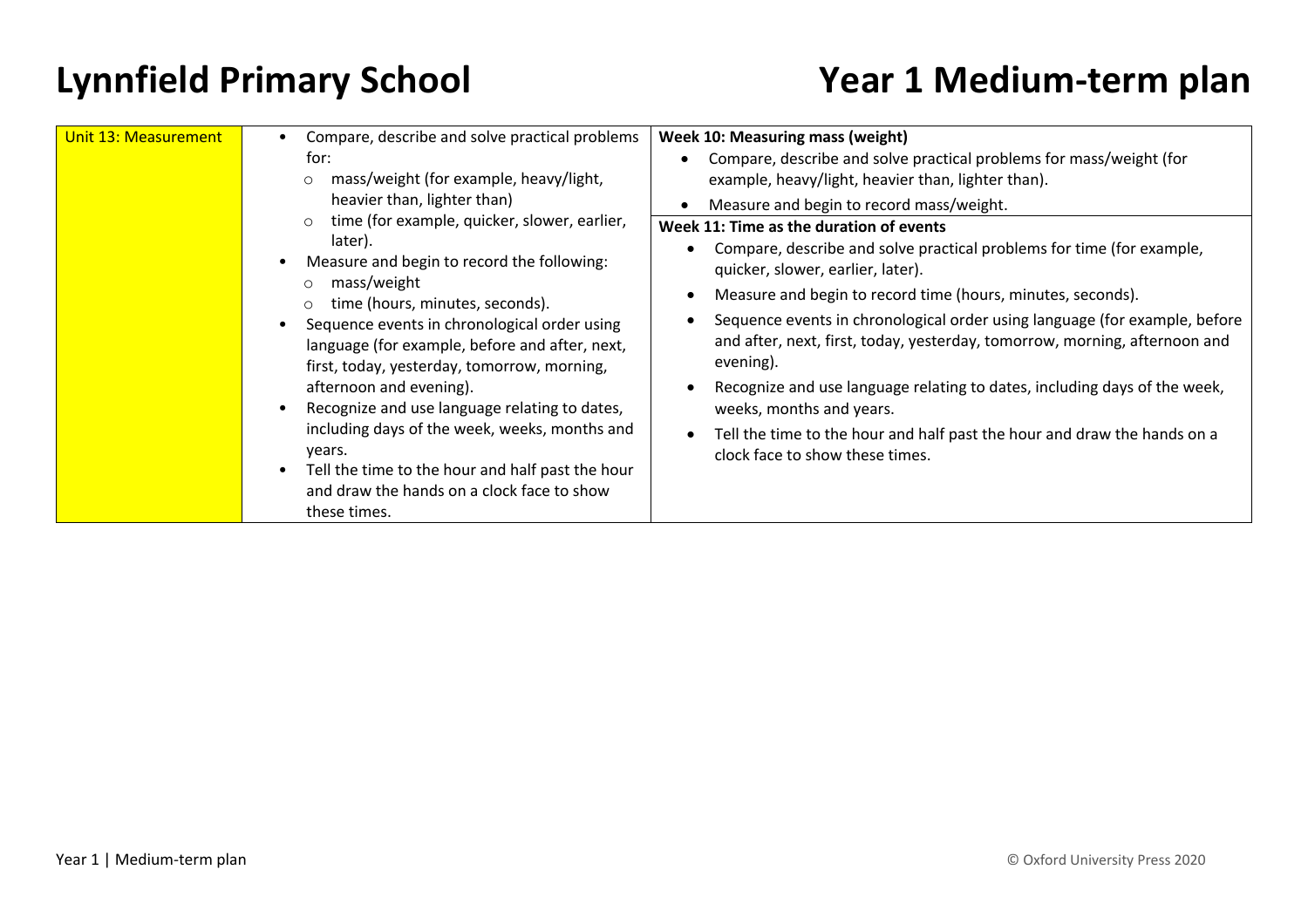| Unit 13: Measurement | <ul><li>Compare, describe and solve practical problems for:<ul><li>mass/weight (for example, heavy/light, heavier than, lighter than)</li><li>time (for example, quicker, slower, earlier, later).</li></ul></li><li>Measure and begin to record the following:<ul><li>mass/weight</li><li>time (hours, minutes, seconds).</li></ul></li><li>Sequence events in chronological order using language (for example, before and after, next, first, today, yesterday, tomorrow, morning, afternoon and evening).</li><li>Recognize and use language relating to dates, including days of the week, weeks, months and years.</li><li>Tell the time to the hour and half past the hour and draw the hands on a clock face to show these times.</li></ul> | **Week 10: Measuring mass (weight)**<ul><li>Compare, describe and solve practical problems for mass/weight (for example, heavy/light, heavier than, lighter than).</li><li>Measure and begin to record mass/weight.</li></ul>**Week 11: Time as the duration of events**<ul><li>Compare, describe and solve practical problems for time (for example, quicker, slower, earlier, later).</li><li>Measure and begin to record time (hours, minutes, seconds).</li><li>Sequence events in chronological order using language (for example, before and after, next, first, today, yesterday, tomorrow, morning, afternoon and evening).</li><li>Recognize and use language relating to dates, including days of the week, weeks, months and years.</li><li>Tell the time to the hour and half past the hour and draw the hands on a clock face to show these times.</li></ul> |
|---|---|---|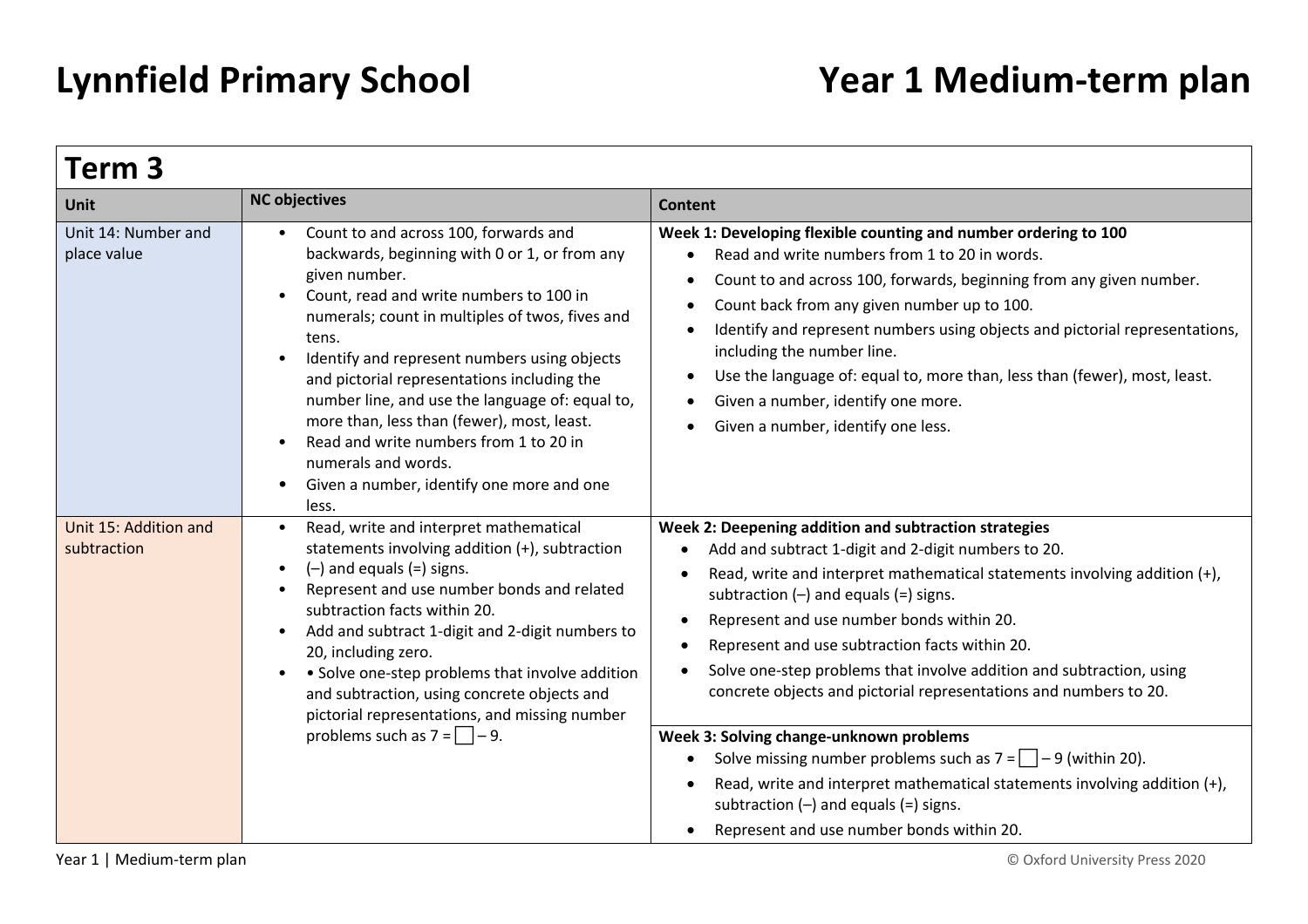# Lynnfield Primary School

# Year 1 Medium-term plan

## Term 3

| Unit | NC objectives | Content |
|---|---|---|
| Unit 14: Number and place value | • Count to and across 100, forwards and backwards, beginning with 0 or 1, or from any given number.<br>• Count, read and write numbers to 100 in numerals; count in multiples of twos, fives and tens.<br>• Identify and represent numbers using objects and pictorial representations including the number line, and use the language of: equal to, more than, less than (fewer), most, least.<br>• Read and write numbers from 1 to 20 in numerals and words.<br>• Given a number, identify one more and one less. | **Week 1: Developing flexible counting and number ordering to 100**<br>• Read and write numbers from 1 to 20 in words.<br>• Count to and across 100, forwards, beginning from any given number.<br>• Count back from any given number up to 100.<br>• Identify and represent numbers using objects and pictorial representations, including the number line.<br>• Use the language of: equal to, more than, less than (fewer), most, least.<br>• Given a number, identify one more.<br>• Given a number, identify one less. |
| Unit 15: Addition and subtraction | • Read, write and interpret mathematical statements involving addition (+), subtraction<br>• (–) and equals (=) signs.<br>• Represent and use number bonds and related subtraction facts within 20.<br>• Add and subtract 1-digit and 2-digit numbers to 20, including zero.<br>• • Solve one-step problems that involve addition and subtraction, using concrete objects and pictorial representations, and missing number problems such as 7 = ☐ – 9. | **Week 2: Deepening addition and subtraction strategies**<br>• Add and subtract 1-digit and 2-digit numbers to 20.<br>• Read, write and interpret mathematical statements involving addition (+), subtraction (–) and equals (=) signs.<br>• Represent and use number bonds within 20.<br>• Represent and use subtraction facts within 20.<br>• Solve one-step problems that involve addition and subtraction, using concrete objects and pictorial representations and numbers to 20. |
| | | **Week 3: Solving change-unknown problems**<br>• Solve missing number problems such as 7 = ☐ – 9 (within 20).<br>• Read, write and interpret mathematical statements involving addition (+), subtraction (–) and equals (=) signs.<br>• Represent and use number bonds within 20. |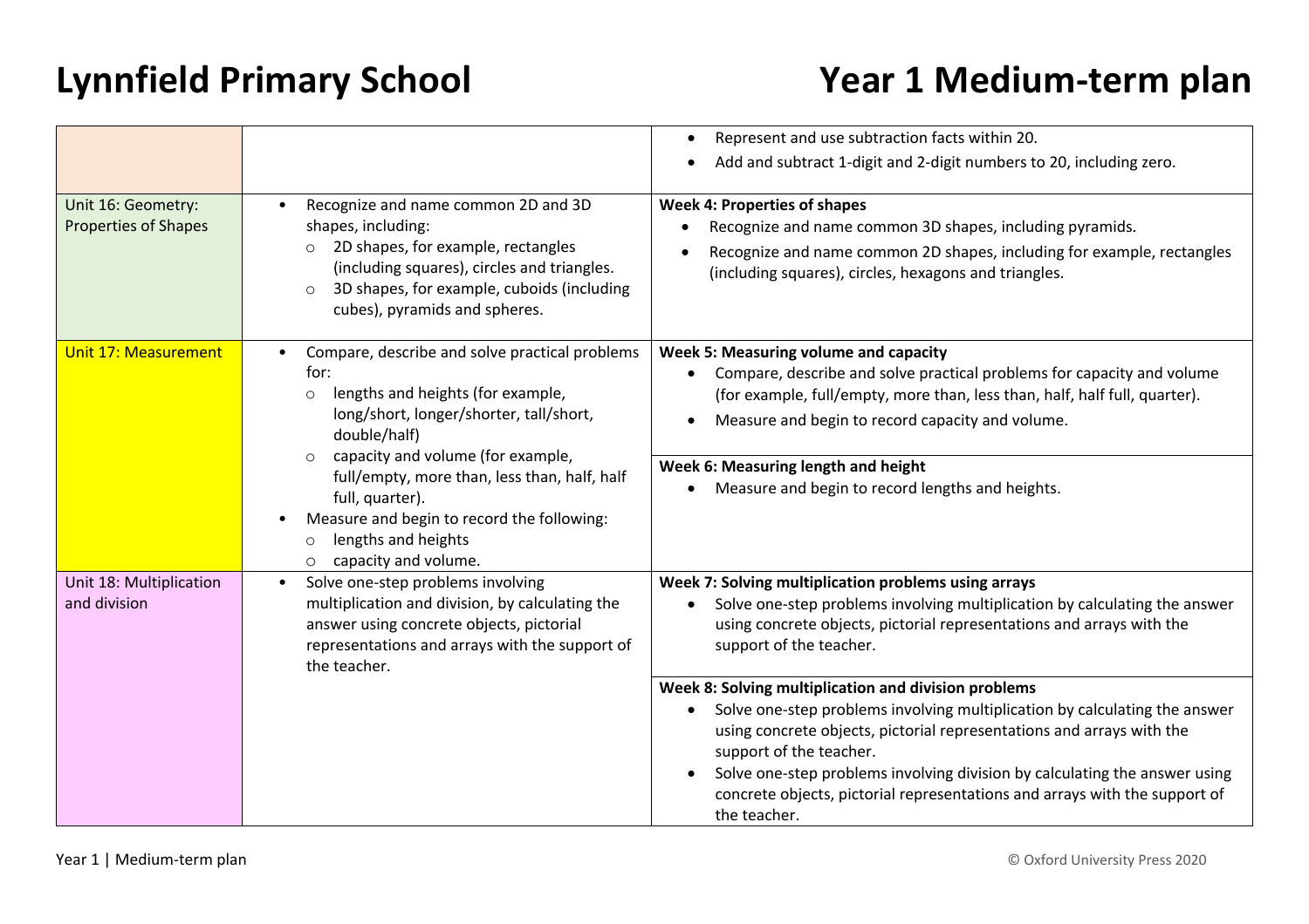# Lynnfield Primary School

# Year 1 Medium-term plan

| | | |
|---|---|---|
| | | • Represent and use subtraction facts within 20.<br>• Add and subtract 1-digit and 2-digit numbers to 20, including zero. |
| Unit 16: Geometry: Properties of Shapes | • Recognize and name common 2D and 3D shapes, including:<br>○ 2D shapes, for example, rectangles (including squares), circles and triangles.<br>○ 3D shapes, for example, cuboids (including cubes), pyramids and spheres. | **Week 4: Properties of shapes**<br>• Recognize and name common 3D shapes, including pyramids.<br>• Recognize and name common 2D shapes, including for example, rectangles (including squares), circles, hexagons and triangles. |
| Unit 17: Measurement | • Compare, describe and solve practical problems for:<br>○ lengths and heights (for example, long/short, longer/shorter, tall/short, double/half)<br>○ capacity and volume (for example, full/empty, more than, less than, half, half full, quarter).<br>• Measure and begin to record the following:<br>○ lengths and heights<br>○ capacity and volume. | **Week 5: Measuring volume and capacity**<br>• Compare, describe and solve practical problems for capacity and volume (for example, full/empty, more than, less than, half, half full, quarter).<br>• Measure and begin to record capacity and volume. |
| | | **Week 6: Measuring length and height**<br>• Measure and begin to record lengths and heights. |
| Unit 18: Multiplication and division | • Solve one-step problems involving multiplication and division, by calculating the answer using concrete objects, pictorial representations and arrays with the support of the teacher. | **Week 7: Solving multiplication problems using arrays**<br>• Solve one-step problems involving multiplication by calculating the answer using concrete objects, pictorial representations and arrays with the support of the teacher. |
| | | **Week 8: Solving multiplication and division problems**<br>• Solve one-step problems involving multiplication by calculating the answer using concrete objects, pictorial representations and arrays with the support of the teacher.<br>• Solve one-step problems involving division by calculating the answer using concrete objects, pictorial representations and arrays with the support of the teacher. |

Year 1 | Medium-term plan © Oxford University Press 2020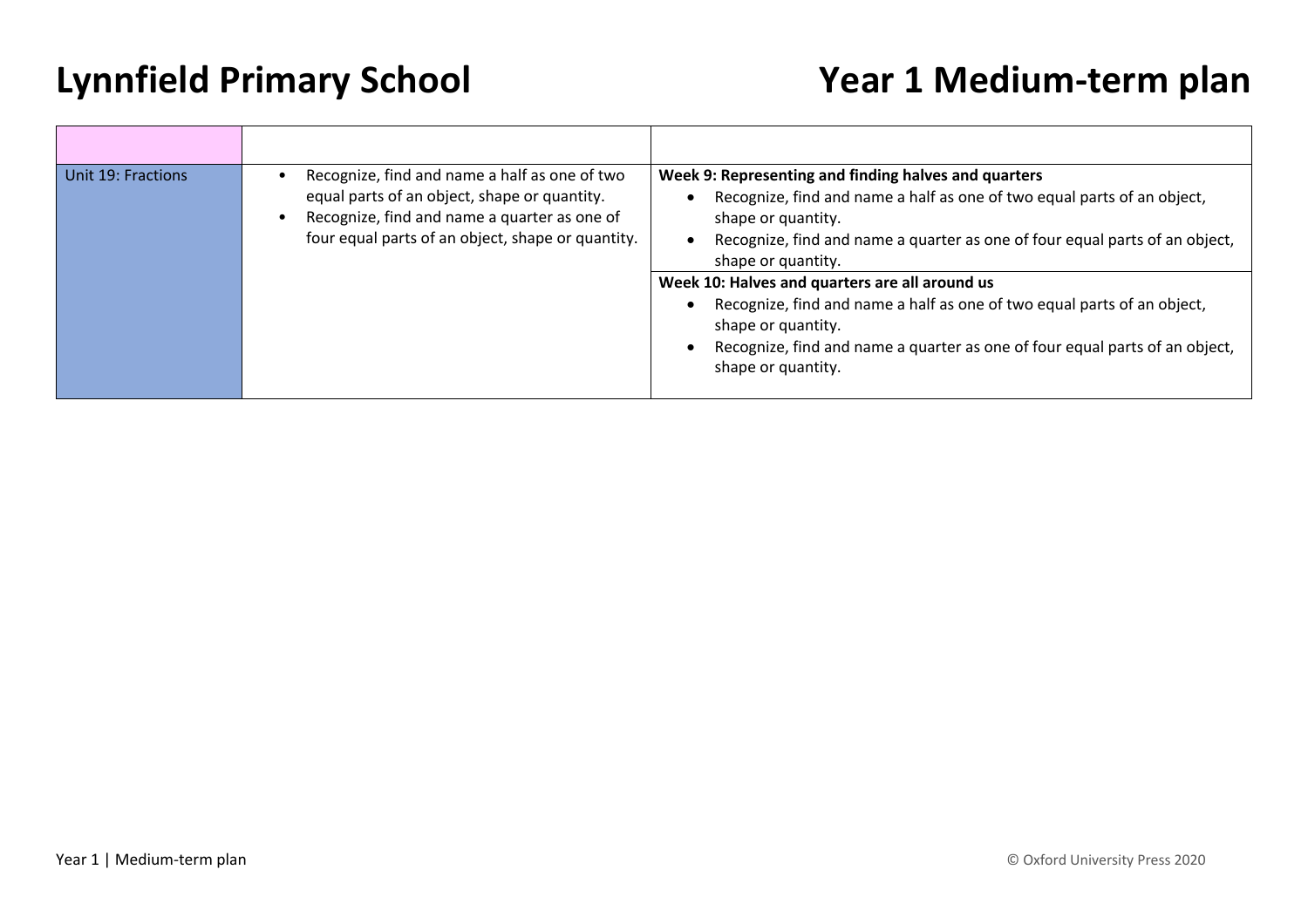| | | |
|---|---|---|
| Unit 19: Fractions | • Recognize, find and name a half as one of two equal parts of an object, shape or quantity.<br>• Recognize, find and name a quarter as one of four equal parts of an object, shape or quantity. | **Week 9: Representing and finding halves and quarters**<br>• Recognize, find and name a half as one of two equal parts of an object, shape or quantity.<br>• Recognize, find and name a quarter as one of four equal parts of an object, shape or quantity.<br>**Week 10: Halves and quarters are all around us**<br>• Recognize, find and name a half as one of two equal parts of an object, shape or quantity.<br>• Recognize, find and name a quarter as one of four equal parts of an object, shape or quantity. |